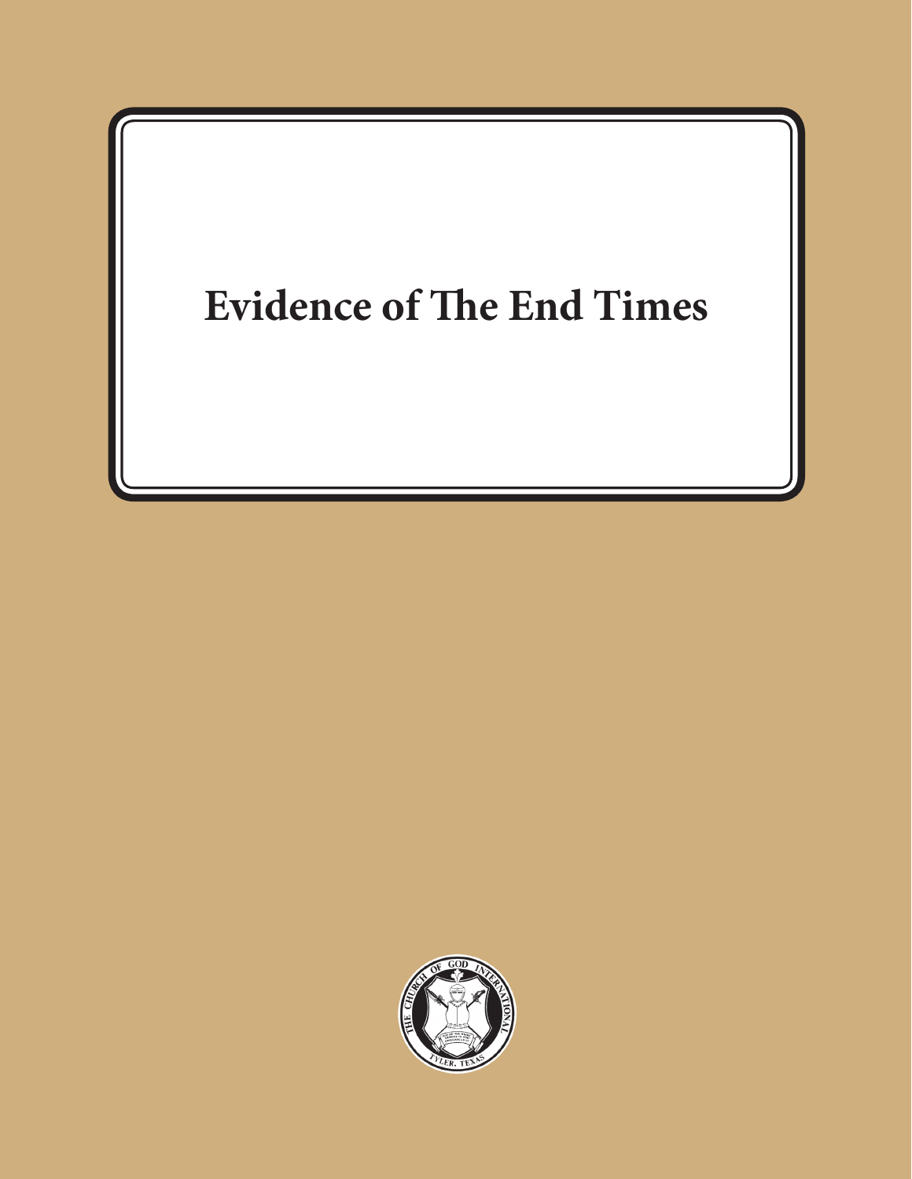# Evidence of The End Times

THE CHURCH OF GOD INTERNATIONAL

TYLER, TEXAS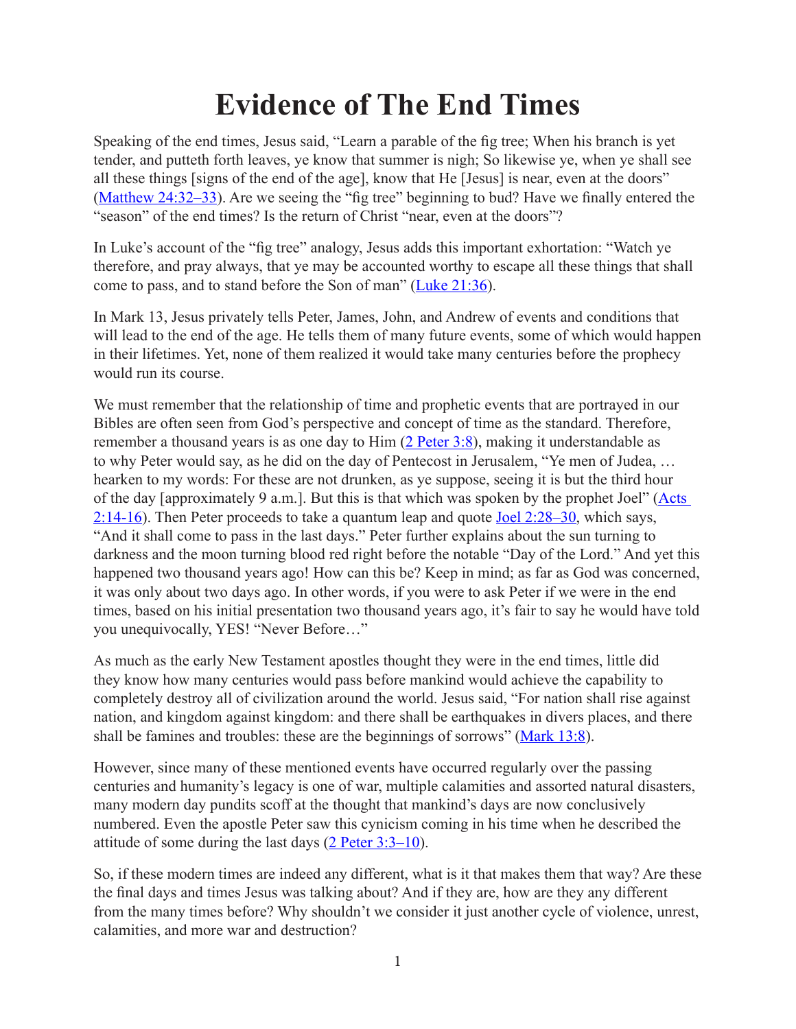# Evidence of The End Times

Speaking of the end times, Jesus said, "Learn a parable of the fig tree; When his branch is yet tender, and putteth forth leaves, ye know that summer is nigh; So likewise ye, when ye shall see all these things [signs of the end of the age], know that He [Jesus] is near, even at the doors" (Matthew 24:32–33). Are we seeing the "fig tree" beginning to bud? Have we finally entered the "season" of the end times? Is the return of Christ "near, even at the doors"?

In Luke's account of the "fig tree" analogy, Jesus adds this important exhortation: "Watch ye therefore, and pray always, that ye may be accounted worthy to escape all these things that shall come to pass, and to stand before the Son of man" (Luke 21:36).

In Mark 13, Jesus privately tells Peter, James, John, and Andrew of events and conditions that will lead to the end of the age. He tells them of many future events, some of which would happen in their lifetimes. Yet, none of them realized it would take many centuries before the prophecy would run its course.

We must remember that the relationship of time and prophetic events that are portrayed in our Bibles are often seen from God's perspective and concept of time as the standard. Therefore, remember a thousand years is as one day to Him (2 Peter 3:8), making it understandable as to why Peter would say, as he did on the day of Pentecost in Jerusalem, "Ye men of Judea, … hearken to my words: For these are not drunken, as ye suppose, seeing it is but the third hour of the day [approximately 9 a.m.]. But this is that which was spoken by the prophet Joel" (Acts 2:14-16). Then Peter proceeds to take a quantum leap and quote Joel 2:28–30, which says, "And it shall come to pass in the last days." Peter further explains about the sun turning to darkness and the moon turning blood red right before the notable "Day of the Lord." And yet this happened two thousand years ago! How can this be? Keep in mind; as far as God was concerned, it was only about two days ago. In other words, if you were to ask Peter if we were in the end times, based on his initial presentation two thousand years ago, it's fair to say he would have told you unequivocally, YES! "Never Before…"

As much as the early New Testament apostles thought they were in the end times, little did they know how many centuries would pass before mankind would achieve the capability to completely destroy all of civilization around the world. Jesus said, "For nation shall rise against nation, and kingdom against kingdom: and there shall be earthquakes in divers places, and there shall be famines and troubles: these are the beginnings of sorrows" (Mark 13:8).

However, since many of these mentioned events have occurred regularly over the passing centuries and humanity's legacy is one of war, multiple calamities and assorted natural disasters, many modern day pundits scoff at the thought that mankind's days are now conclusively numbered. Even the apostle Peter saw this cynicism coming in his time when he described the attitude of some during the last days (2 Peter 3:3–10).

So, if these modern times are indeed any different, what is it that makes them that way? Are these the final days and times Jesus was talking about? And if they are, how are they any different from the many times before? Why shouldn't we consider it just another cycle of violence, unrest, calamities, and more war and destruction?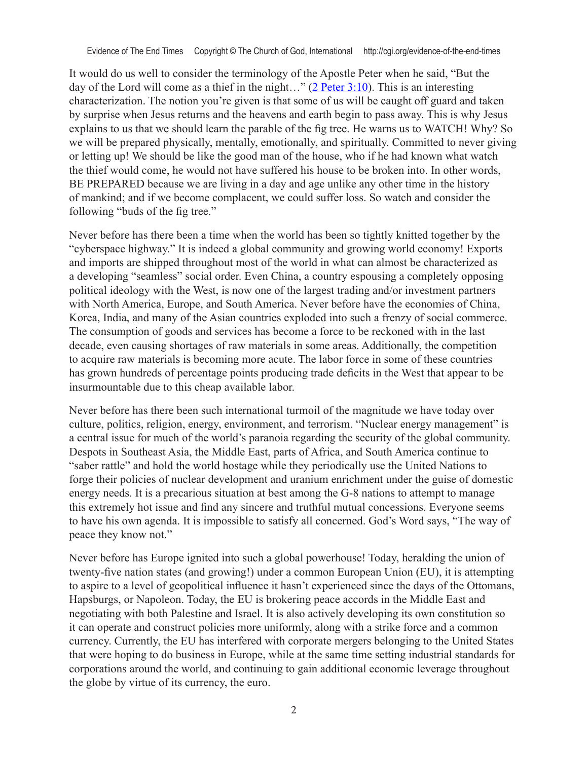It would do us well to consider the terminology of the Apostle Peter when he said, "But the day of the Lord will come as a thief in the night…" (2 Peter 3:10). This is an interesting characterization. The notion you're given is that some of us will be caught off guard and taken by surprise when Jesus returns and the heavens and earth begin to pass away. This is why Jesus explains to us that we should learn the parable of the fig tree. He warns us to WATCH! Why? So we will be prepared physically, mentally, emotionally, and spiritually. Committed to never giving or letting up! We should be like the good man of the house, who if he had known what watch the thief would come, he would not have suffered his house to be broken into. In other words, BE PREPARED because we are living in a day and age unlike any other time in the history of mankind; and if we become complacent, we could suffer loss. So watch and consider the following "buds of the fig tree."

Never before has there been a time when the world has been so tightly knitted together by the "cyberspace highway." It is indeed a global community and growing world economy! Exports and imports are shipped throughout most of the world in what can almost be characterized as a developing "seamless" social order. Even China, a country espousing a completely opposing political ideology with the West, is now one of the largest trading and/or investment partners with North America, Europe, and South America. Never before have the economies of China, Korea, India, and many of the Asian countries exploded into such a frenzy of social commerce. The consumption of goods and services has become a force to be reckoned with in the last decade, even causing shortages of raw materials in some areas. Additionally, the competition to acquire raw materials is becoming more acute. The labor force in some of these countries has grown hundreds of percentage points producing trade deficits in the West that appear to be insurmountable due to this cheap available labor.

Never before has there been such international turmoil of the magnitude we have today over culture, politics, religion, energy, environment, and terrorism. "Nuclear energy management" is a central issue for much of the world's paranoia regarding the security of the global community. Despots in Southeast Asia, the Middle East, parts of Africa, and South America continue to "saber rattle" and hold the world hostage while they periodically use the United Nations to forge their policies of nuclear development and uranium enrichment under the guise of domestic energy needs. It is a precarious situation at best among the G-8 nations to attempt to manage this extremely hot issue and find any sincere and truthful mutual concessions. Everyone seems to have his own agenda. It is impossible to satisfy all concerned. God's Word says, "The way of peace they know not."

Never before has Europe ignited into such a global powerhouse! Today, heralding the union of twenty-five nation states (and growing!) under a common European Union (EU), it is attempting to aspire to a level of geopolitical influence it hasn't experienced since the days of the Ottomans, Hapsburgs, or Napoleon. Today, the EU is brokering peace accords in the Middle East and negotiating with both Palestine and Israel. It is also actively developing its own constitution so it can operate and construct policies more uniformly, along with a strike force and a common currency. Currently, the EU has interfered with corporate mergers belonging to the United States that were hoping to do business in Europe, while at the same time setting industrial standards for corporations around the world, and continuing to gain additional economic leverage throughout the globe by virtue of its currency, the euro.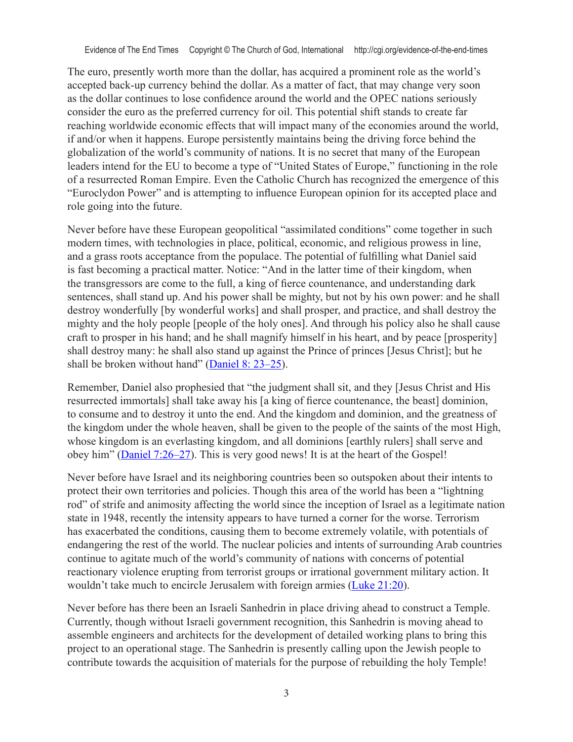The euro, presently worth more than the dollar, has acquired a prominent role as the world's accepted back-up currency behind the dollar. As a matter of fact, that may change very soon as the dollar continues to lose confidence around the world and the OPEC nations seriously consider the euro as the preferred currency for oil. This potential shift stands to create far reaching worldwide economic effects that will impact many of the economies around the world, if and/or when it happens. Europe persistently maintains being the driving force behind the globalization of the world's community of nations. It is no secret that many of the European leaders intend for the EU to become a type of "United States of Europe," functioning in the role of a resurrected Roman Empire. Even the Catholic Church has recognized the emergence of this "Euroclydon Power" and is attempting to influence European opinion for its accepted place and role going into the future.

Never before have these European geopolitical "assimilated conditions" come together in such modern times, with technologies in place, political, economic, and religious prowess in line, and a grass roots acceptance from the populace. The potential of fulfilling what Daniel said is fast becoming a practical matter. Notice: "And in the latter time of their kingdom, when the transgressors are come to the full, a king of fierce countenance, and understanding dark sentences, shall stand up. And his power shall be mighty, but not by his own power: and he shall destroy wonderfully [by wonderful works] and shall prosper, and practice, and shall destroy the mighty and the holy people [people of the holy ones]. And through his policy also he shall cause craft to prosper in his hand; and he shall magnify himself in his heart, and by peace [prosperity] shall destroy many: he shall also stand up against the Prince of princes [Jesus Christ]; but he shall be broken without hand" (Daniel 8: 23–25).

Remember, Daniel also prophesied that "the judgment shall sit, and they [Jesus Christ and His resurrected immortals] shall take away his [a king of fierce countenance, the beast] dominion, to consume and to destroy it unto the end. And the kingdom and dominion, and the greatness of the kingdom under the whole heaven, shall be given to the people of the saints of the most High, whose kingdom is an everlasting kingdom, and all dominions [earthly rulers] shall serve and obey him" (Daniel 7:26–27). This is very good news! It is at the heart of the Gospel!

Never before have Israel and its neighboring countries been so outspoken about their intents to protect their own territories and policies. Though this area of the world has been a "lightning rod" of strife and animosity affecting the world since the inception of Israel as a legitimate nation state in 1948, recently the intensity appears to have turned a corner for the worse. Terrorism has exacerbated the conditions, causing them to become extremely volatile, with potentials of endangering the rest of the world. The nuclear policies and intents of surrounding Arab countries continue to agitate much of the world's community of nations with concerns of potential reactionary violence erupting from terrorist groups or irrational government military action. It wouldn't take much to encircle Jerusalem with foreign armies (Luke 21:20).

Never before has there been an Israeli Sanhedrin in place driving ahead to construct a Temple. Currently, though without Israeli government recognition, this Sanhedrin is moving ahead to assemble engineers and architects for the development of detailed working plans to bring this project to an operational stage. The Sanhedrin is presently calling upon the Jewish people to contribute towards the acquisition of materials for the purpose of rebuilding the holy Temple!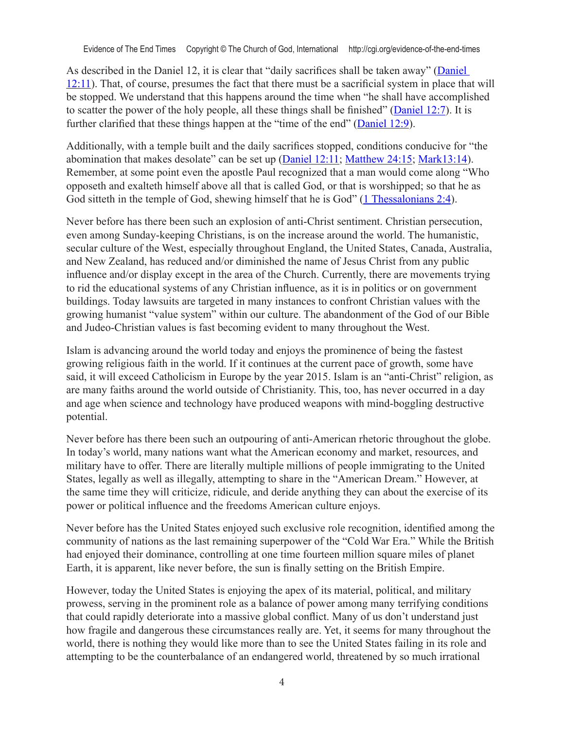As described in the Daniel 12, it is clear that "daily sacrifices shall be taken away" (Daniel 12:11). That, of course, presumes the fact that there must be a sacrificial system in place that will be stopped. We understand that this happens around the time when "he shall have accomplished to scatter the power of the holy people, all these things shall be finished" (Daniel 12:7). It is further clarified that these things happen at the "time of the end" (Daniel 12:9).

Additionally, with a temple built and the daily sacrifices stopped, conditions conducive for "the abomination that makes desolate" can be set up (Daniel 12:11; Matthew 24:15; Mark13:14). Remember, at some point even the apostle Paul recognized that a man would come along "Who opposeth and exalteth himself above all that is called God, or that is worshipped; so that he as God sitteth in the temple of God, shewing himself that he is God" (1 Thessalonians 2:4).

Never before has there been such an explosion of anti-Christ sentiment. Christian persecution, even among Sunday-keeping Christians, is on the increase around the world. The humanistic, secular culture of the West, especially throughout England, the United States, Canada, Australia, and New Zealand, has reduced and/or diminished the name of Jesus Christ from any public influence and/or display except in the area of the Church. Currently, there are movements trying to rid the educational systems of any Christian influence, as it is in politics or on government buildings. Today lawsuits are targeted in many instances to confront Christian values with the growing humanist "value system" within our culture. The abandonment of the God of our Bible and Judeo-Christian values is fast becoming evident to many throughout the West.

Islam is advancing around the world today and enjoys the prominence of being the fastest growing religious faith in the world. If it continues at the current pace of growth, some have said, it will exceed Catholicism in Europe by the year 2015. Islam is an "anti-Christ" religion, as are many faiths around the world outside of Christianity. This, too, has never occurred in a day and age when science and technology have produced weapons with mind-boggling destructive potential.

Never before has there been such an outpouring of anti-American rhetoric throughout the globe. In today's world, many nations want what the American economy and market, resources, and military have to offer. There are literally multiple millions of people immigrating to the United States, legally as well as illegally, attempting to share in the "American Dream." However, at the same time they will criticize, ridicule, and deride anything they can about the exercise of its power or political influence and the freedoms American culture enjoys.

Never before has the United States enjoyed such exclusive role recognition, identified among the community of nations as the last remaining superpower of the "Cold War Era." While the British had enjoyed their dominance, controlling at one time fourteen million square miles of planet Earth, it is apparent, like never before, the sun is finally setting on the British Empire.

However, today the United States is enjoying the apex of its material, political, and military prowess, serving in the prominent role as a balance of power among many terrifying conditions that could rapidly deteriorate into a massive global conflict. Many of us don't understand just how fragile and dangerous these circumstances really are. Yet, it seems for many throughout the world, there is nothing they would like more than to see the United States failing in its role and attempting to be the counterbalance of an endangered world, threatened by so much irrational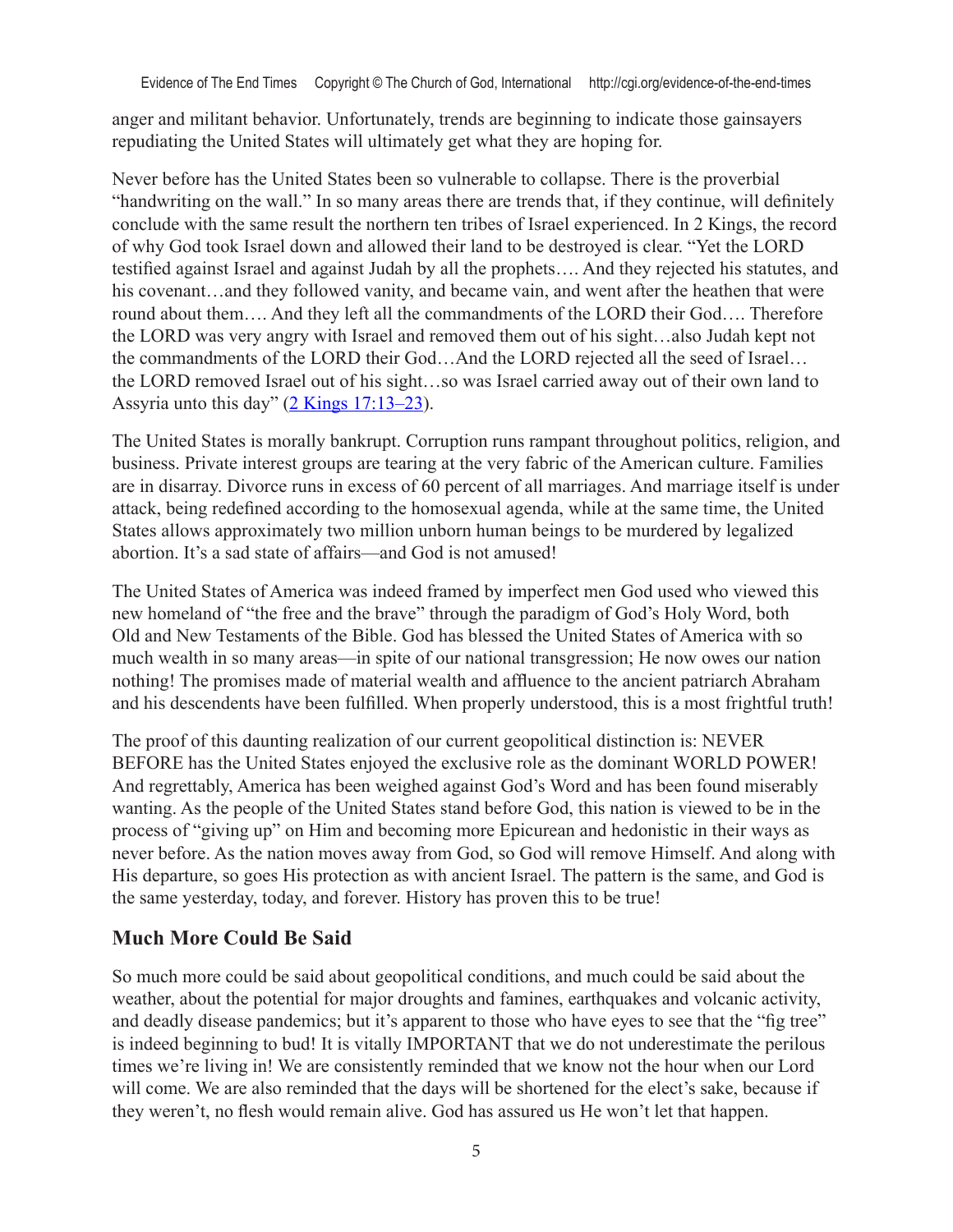anger and militant behavior. Unfortunately, trends are beginning to indicate those gainsayers repudiating the United States will ultimately get what they are hoping for.

Never before has the United States been so vulnerable to collapse. There is the proverbial "handwriting on the wall." In so many areas there are trends that, if they continue, will definitely conclude with the same result the northern ten tribes of Israel experienced. In 2 Kings, the record of why God took Israel down and allowed their land to be destroyed is clear. "Yet the LORD testified against Israel and against Judah by all the prophets…. And they rejected his statutes, and his covenant…and they followed vanity, and became vain, and went after the heathen that were round about them…. And they left all the commandments of the LORD their God…. Therefore the LORD was very angry with Israel and removed them out of his sight…also Judah kept not the commandments of the LORD their God…And the LORD rejected all the seed of Israel… the LORD removed Israel out of his sight…so was Israel carried away out of their own land to Assyria unto this day" (2 Kings 17:13–23).

The United States is morally bankrupt. Corruption runs rampant throughout politics, religion, and business. Private interest groups are tearing at the very fabric of the American culture. Families are in disarray. Divorce runs in excess of 60 percent of all marriages. And marriage itself is under attack, being redefined according to the homosexual agenda, while at the same time, the United States allows approximately two million unborn human beings to be murdered by legalized abortion. It's a sad state of affairs—and God is not amused!

The United States of America was indeed framed by imperfect men God used who viewed this new homeland of "the free and the brave" through the paradigm of God's Holy Word, both Old and New Testaments of the Bible. God has blessed the United States of America with so much wealth in so many areas—in spite of our national transgression; He now owes our nation nothing! The promises made of material wealth and affluence to the ancient patriarch Abraham and his descendents have been fulfilled. When properly understood, this is a most frightful truth!

The proof of this daunting realization of our current geopolitical distinction is: NEVER BEFORE has the United States enjoyed the exclusive role as the dominant WORLD POWER! And regrettably, America has been weighed against God's Word and has been found miserably wanting. As the people of the United States stand before God, this nation is viewed to be in the process of "giving up" on Him and becoming more Epicurean and hedonistic in their ways as never before. As the nation moves away from God, so God will remove Himself. And along with His departure, so goes His protection as with ancient Israel. The pattern is the same, and God is the same yesterday, today, and forever. History has proven this to be true!

## Much More Could Be Said

So much more could be said about geopolitical conditions, and much could be said about the weather, about the potential for major droughts and famines, earthquakes and volcanic activity, and deadly disease pandemics; but it's apparent to those who have eyes to see that the "fig tree" is indeed beginning to bud! It is vitally IMPORTANT that we do not underestimate the perilous times we're living in! We are consistently reminded that we know not the hour when our Lord will come. We are also reminded that the days will be shortened for the elect's sake, because if they weren't, no flesh would remain alive. God has assured us He won't let that happen.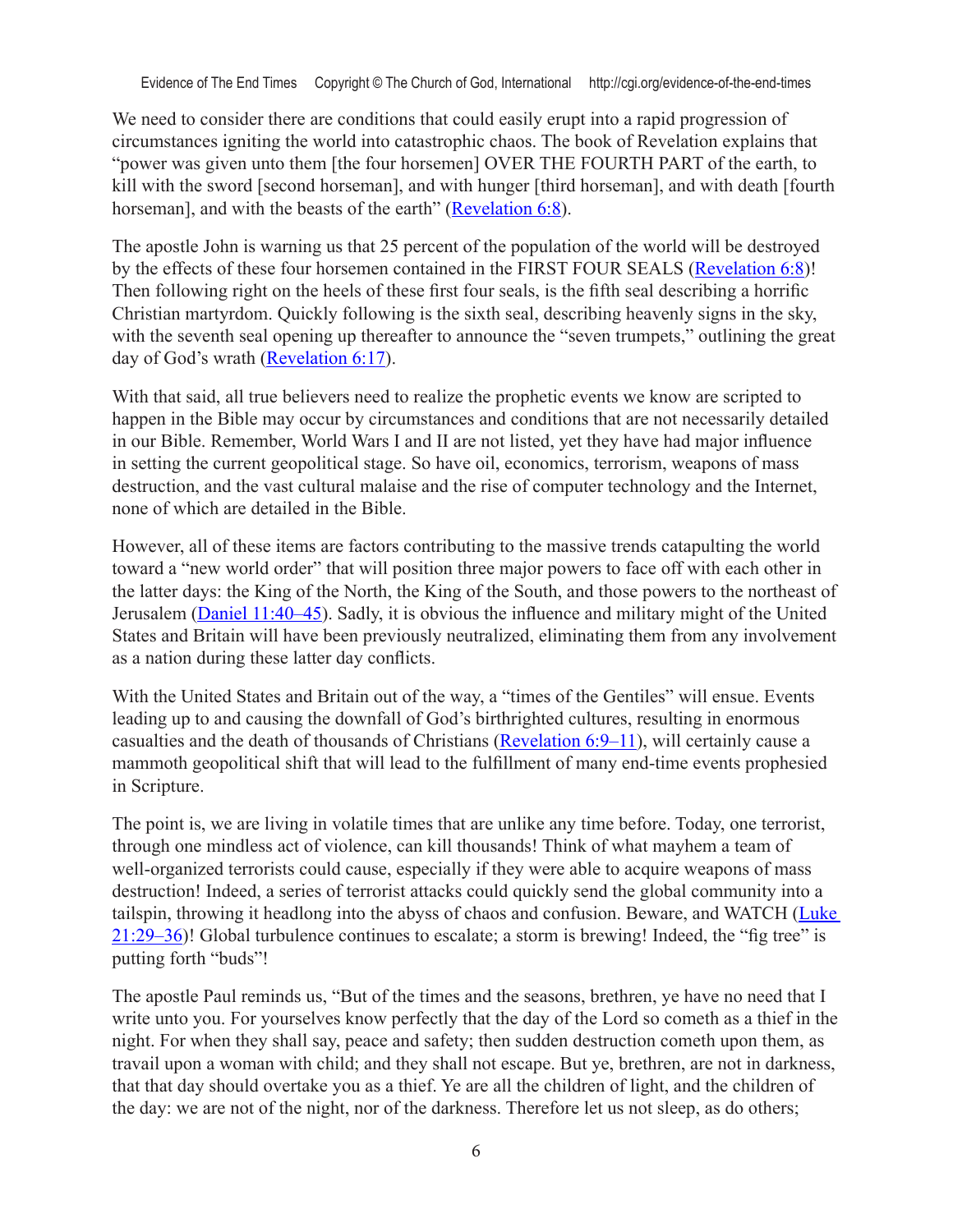We need to consider there are conditions that could easily erupt into a rapid progression of circumstances igniting the world into catastrophic chaos. The book of Revelation explains that "power was given unto them [the four horsemen] OVER THE FOURTH PART of the earth, to kill with the sword [second horseman], and with hunger [third horseman], and with death [fourth horseman], and with the beasts of the earth" (Revelation 6:8).

The apostle John is warning us that 25 percent of the population of the world will be destroyed by the effects of these four horsemen contained in the FIRST FOUR SEALS (Revelation 6:8)! Then following right on the heels of these first four seals, is the fifth seal describing a horrific Christian martyrdom. Quickly following is the sixth seal, describing heavenly signs in the sky, with the seventh seal opening up thereafter to announce the "seven trumpets," outlining the great day of God's wrath (Revelation 6:17).

With that said, all true believers need to realize the prophetic events we know are scripted to happen in the Bible may occur by circumstances and conditions that are not necessarily detailed in our Bible. Remember, World Wars I and II are not listed, yet they have had major influence in setting the current geopolitical stage. So have oil, economics, terrorism, weapons of mass destruction, and the vast cultural malaise and the rise of computer technology and the Internet, none of which are detailed in the Bible.

However, all of these items are factors contributing to the massive trends catapulting the world toward a "new world order" that will position three major powers to face off with each other in the latter days: the King of the North, the King of the South, and those powers to the northeast of Jerusalem (Daniel 11:40–45). Sadly, it is obvious the influence and military might of the United States and Britain will have been previously neutralized, eliminating them from any involvement as a nation during these latter day conflicts.

With the United States and Britain out of the way, a "times of the Gentiles" will ensue. Events leading up to and causing the downfall of God's birthrighted cultures, resulting in enormous casualties and the death of thousands of Christians (Revelation 6:9–11), will certainly cause a mammoth geopolitical shift that will lead to the fulfillment of many end-time events prophesied in Scripture.

The point is, we are living in volatile times that are unlike any time before. Today, one terrorist, through one mindless act of violence, can kill thousands! Think of what mayhem a team of well-organized terrorists could cause, especially if they were able to acquire weapons of mass destruction! Indeed, a series of terrorist attacks could quickly send the global community into a tailspin, throwing it headlong into the abyss of chaos and confusion. Beware, and WATCH (Luke 21:29–36)! Global turbulence continues to escalate; a storm is brewing! Indeed, the "fig tree" is putting forth "buds"!

The apostle Paul reminds us, "But of the times and the seasons, brethren, ye have no need that I write unto you. For yourselves know perfectly that the day of the Lord so cometh as a thief in the night. For when they shall say, peace and safety; then sudden destruction cometh upon them, as travail upon a woman with child; and they shall not escape. But ye, brethren, are not in darkness, that that day should overtake you as a thief. Ye are all the children of light, and the children of the day: we are not of the night, nor of the darkness. Therefore let us not sleep, as do others;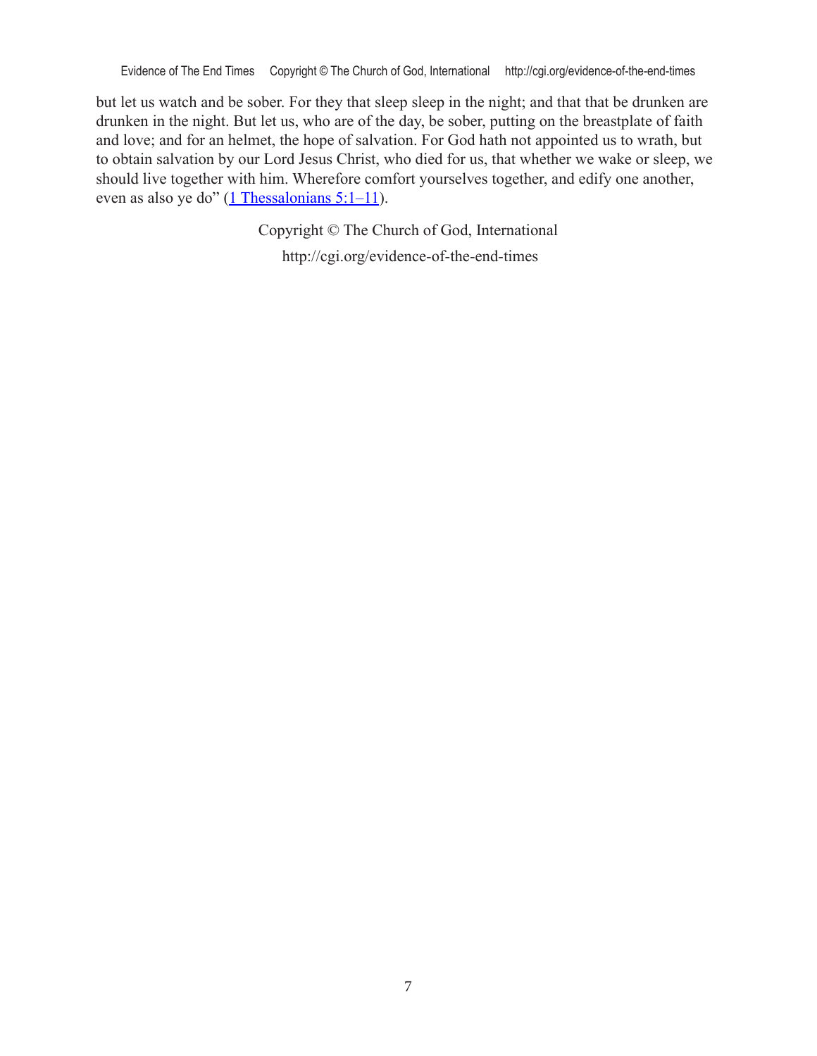but let us watch and be sober. For they that sleep sleep in the night; and that that be drunken are drunken in the night. But let us, who are of the day, be sober, putting on the breastplate of faith and love; and for an helmet, the hope of salvation. For God hath not appointed us to wrath, but to obtain salvation by our Lord Jesus Christ, who died for us, that whether we wake or sleep, we should live together with him. Wherefore comfort yourselves together, and edify one another, even as also ye do" (1 Thessalonians 5:1–11).

Copyright © The Church of God, International

http://cgi.org/evidence-of-the-end-times